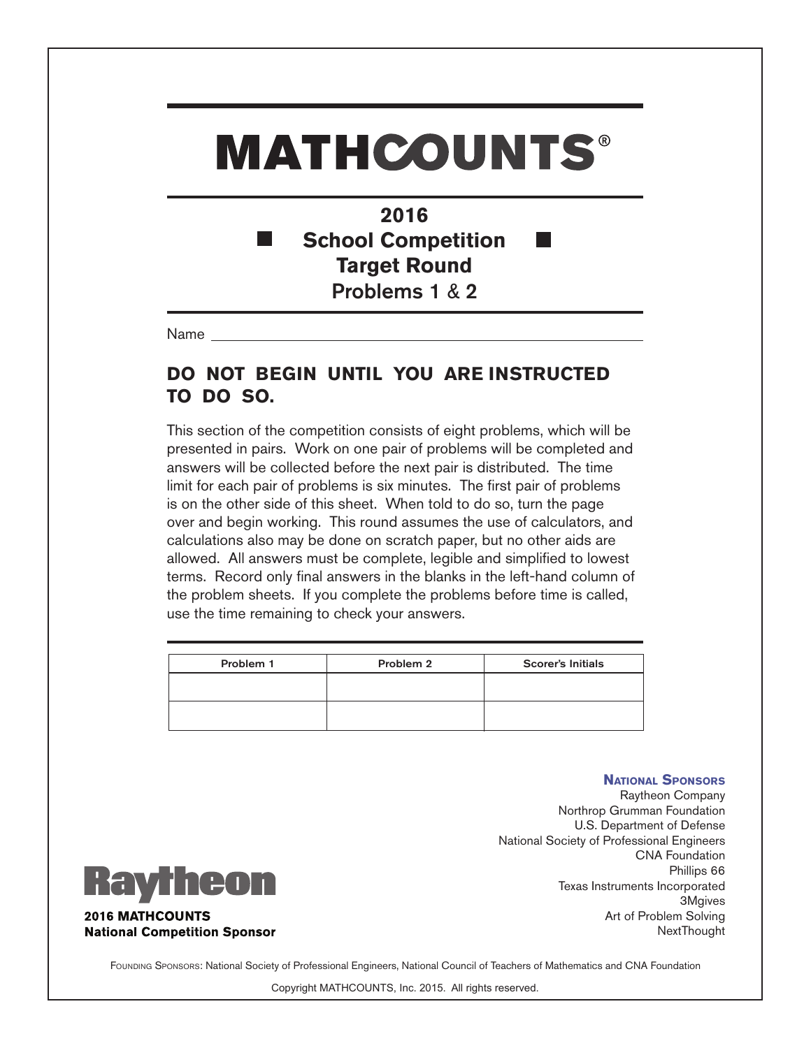# MATHCOUNTS®

## 2016
## School Competition
## Target Round
## Problems 1 & 2

Name ______________________________

**DO NOT BEGIN UNTIL YOU ARE INSTRUCTED TO DO SO.**

This section of the competition consists of eight problems, which will be presented in pairs. Work on one pair of problems will be completed and answers will be collected before the next pair is distributed. The time limit for each pair of problems is six minutes. The first pair of problems is on the other side of this sheet. When told to do so, turn the page over and begin working. This round assumes the use of calculators, and calculations also may be done on scratch paper, but no other aids are allowed. All answers must be complete, legible and simplified to lowest terms. Record only final answers in the blanks in the left-hand column of the problem sheets. If you complete the problems before time is called, use the time remaining to check your answers.

| Problem 1 | Problem 2 | Scorer's Initials |
|---|---|---|
| | | |
| | | |

**NATIONAL SPONSORS**

Raytheon Company
Northrop Grumman Foundation
U.S. Department of Defense
National Society of Professional Engineers
CNA Foundation
Phillips 66
Texas Instruments Incorporated
3Mgives
Art of Problem Solving
NextThought

Raytheon

**2016 MATHCOUNTS**
**National Competition Sponsor**

FOUNDING SPONSORS: National Society of Professional Engineers, National Council of Teachers of Mathematics and CNA Foundation

Copyright MATHCOUNTS, Inc. 2015. All rights reserved.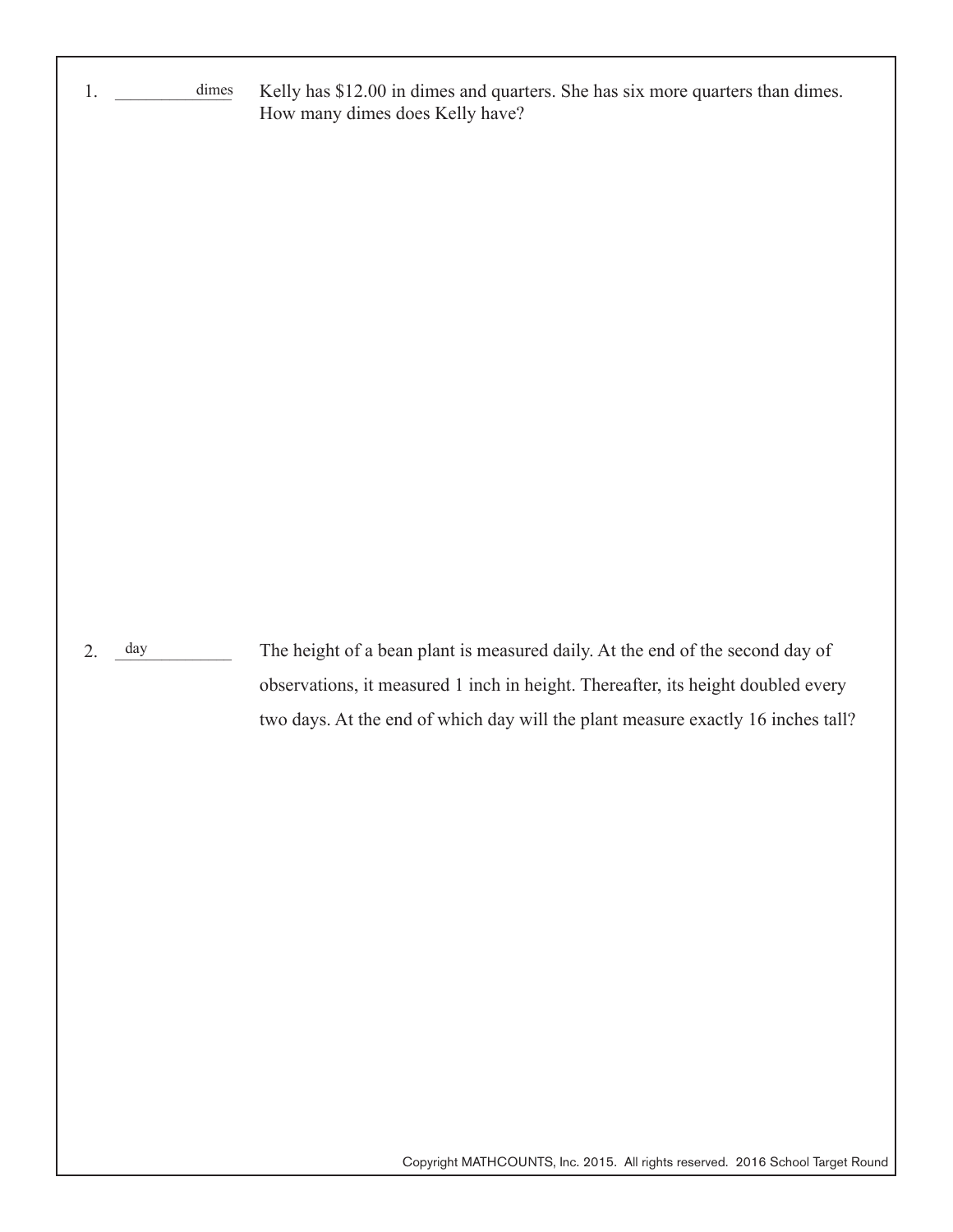1. __________ dimes

Kelly has $12.00 in dimes and quarters. She has six more quarters than dimes. How many dimes does Kelly have?

2. day __________

The height of a bean plant is measured daily. At the end of the second day of observations, it measured 1 inch in height. Thereafter, its height doubled every two days. At the end of which day will the plant measure exactly 16 inches tall?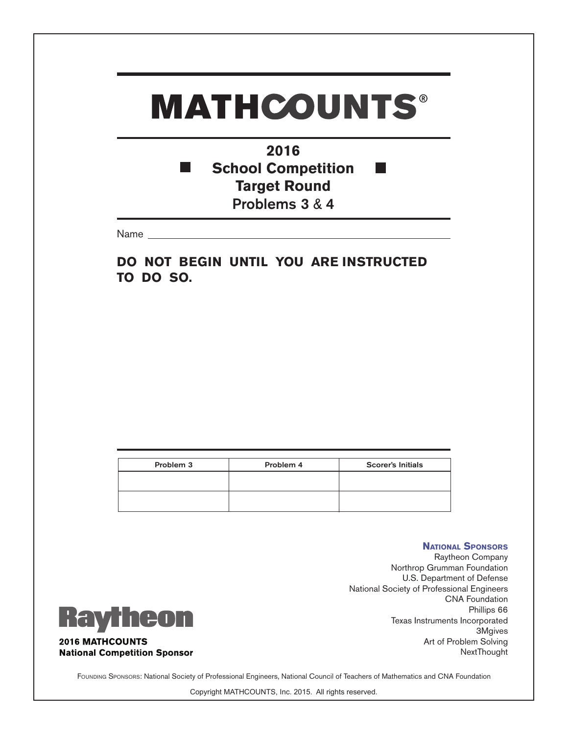# MATHCOUNTS®

## 2016
## School Competition
## Target Round
## Problems 3 & 4

Name ______________________________________________

**DO NOT BEGIN UNTIL YOU ARE INSTRUCTED TO DO SO.**

| Problem 3 | Problem 4 | Scorer's Initials |
|---|---|---|
| | | |
| | | |

**National Sponsors**

Raytheon Company
Northrop Grumman Foundation
U.S. Department of Defense
National Society of Professional Engineers
CNA Foundation
Phillips 66
Texas Instruments Incorporated
3Mgives
Art of Problem Solving
NextThought

Raytheon

**2016 MATHCOUNTS National Competition Sponsor**

Founding Sponsors: National Society of Professional Engineers, National Council of Teachers of Mathematics and CNA Foundation

Copyright MATHCOUNTS, Inc. 2015. All rights reserved.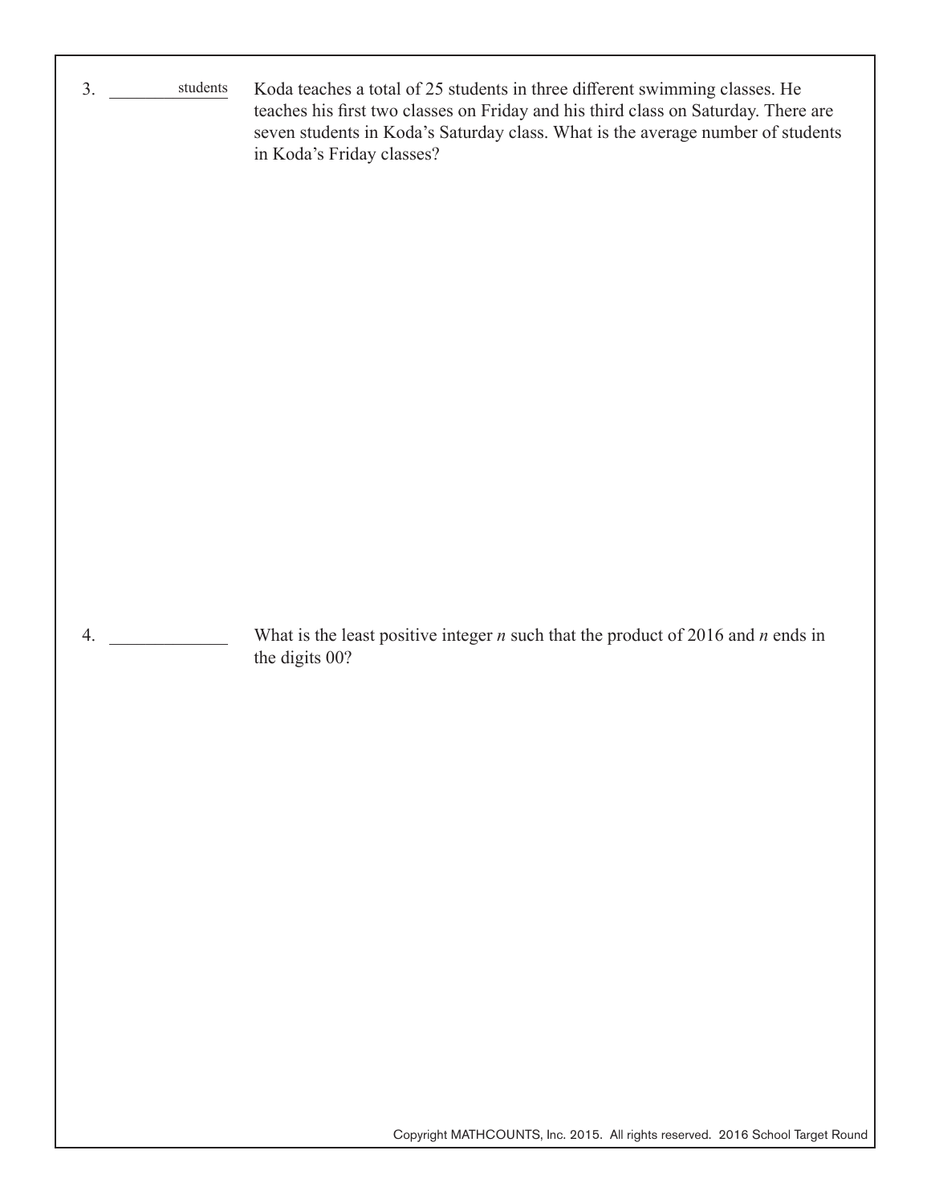3. ________ students

Koda teaches a total of 25 students in three different swimming classes. He teaches his first two classes on Friday and his third class on Saturday. There are seven students in Koda's Saturday class. What is the average number of students in Koda's Friday classes?

4. ____________

What is the least positive integer $n$ such that the product of 2016 and $n$ ends in the digits 00?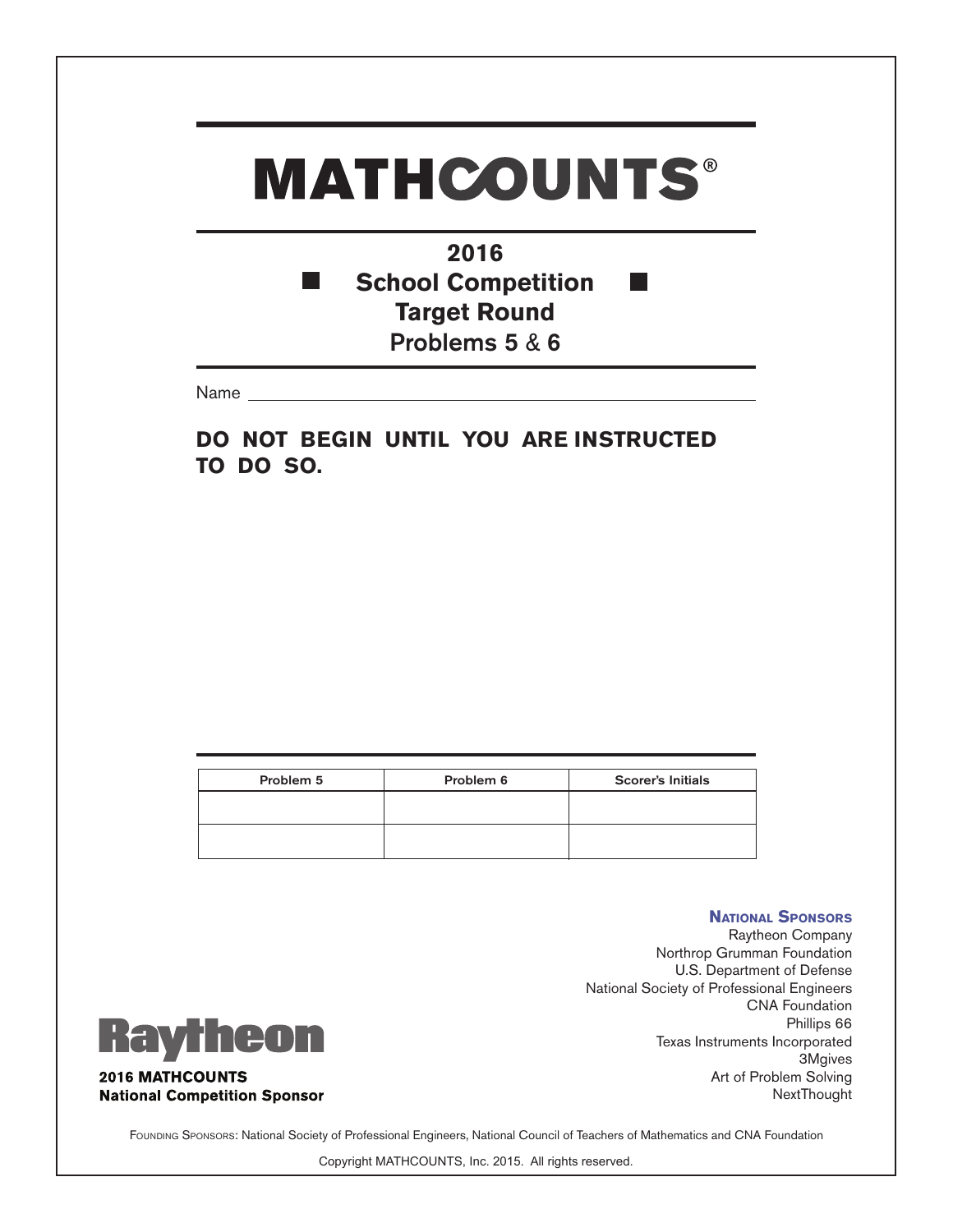# MATHCOUNTS®

## 2016
## School Competition
## Target Round
### Problems 5 & 6

Name ______________________________________________

**DO NOT BEGIN UNTIL YOU ARE INSTRUCTED TO DO SO.**

| Problem 5 | Problem 6 | Scorer's Initials |
|---|---|---|
| | | |
| | | |

**Raytheon**

**2016 MATHCOUNTS**
**National Competition Sponsor**

**National Sponsors**
Raytheon Company
Northrop Grumman Foundation
U.S. Department of Defense
National Society of Professional Engineers
CNA Foundation
Phillips 66
Texas Instruments Incorporated
3Mgives
Art of Problem Solving
NextThought

Founding Sponsors: National Society of Professional Engineers, National Council of Teachers of Mathematics and CNA Foundation

Copyright MATHCOUNTS, Inc. 2015. All rights reserved.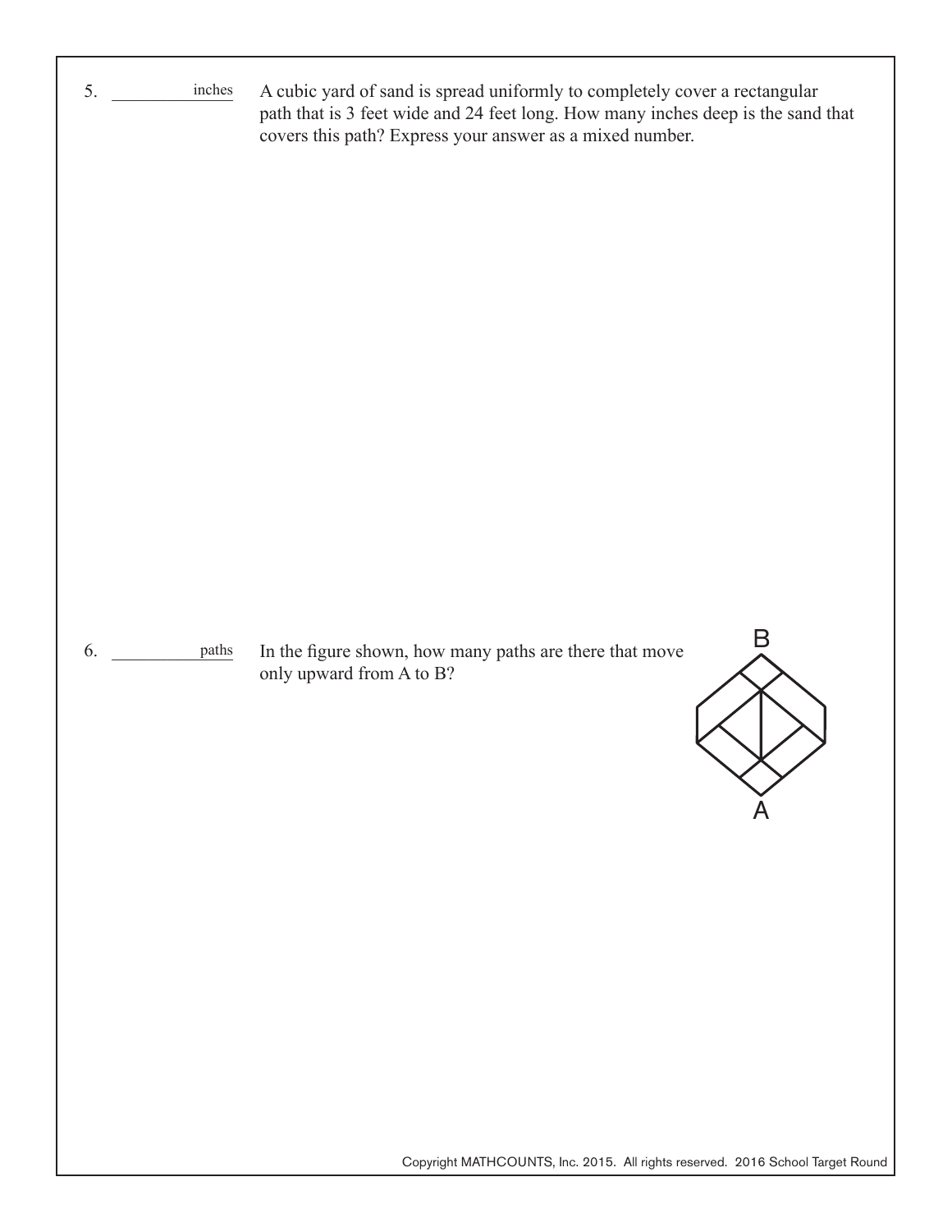5. ____________ inches

A cubic yard of sand is spread uniformly to completely cover a rectangular path that is 3 feet wide and 24 feet long. How many inches deep is the sand that covers this path? Express your answer as a mixed number.

6. ____________ paths

In the figure shown, how many paths are there that move only upward from A to B?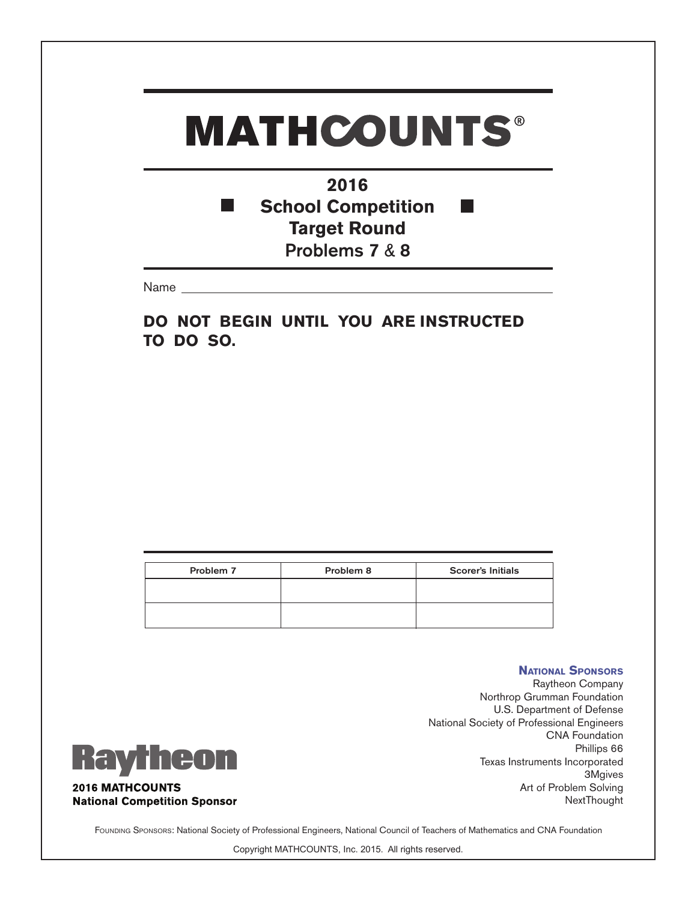# MATHCOUNTS®

## 2016
## School Competition
## Target Round
## Problems 7 & 8

Name ______________________________

**DO NOT BEGIN UNTIL YOU ARE INSTRUCTED TO DO SO.**

| Problem 7 | Problem 8 | Scorer's Initials |
|---|---|---|
| | | |
| | | |

**National Sponsors**
Raytheon Company
Northrop Grumman Foundation
U.S. Department of Defense
National Society of Professional Engineers
CNA Foundation
Phillips 66
Texas Instruments Incorporated
3Mgives
Art of Problem Solving
NextThought

Raytheon
**2016 MATHCOUNTS National Competition Sponsor**

Founding Sponsors: National Society of Professional Engineers, National Council of Teachers of Mathematics and CNA Foundation

Copyright MATHCOUNTS, Inc. 2015. All rights reserved.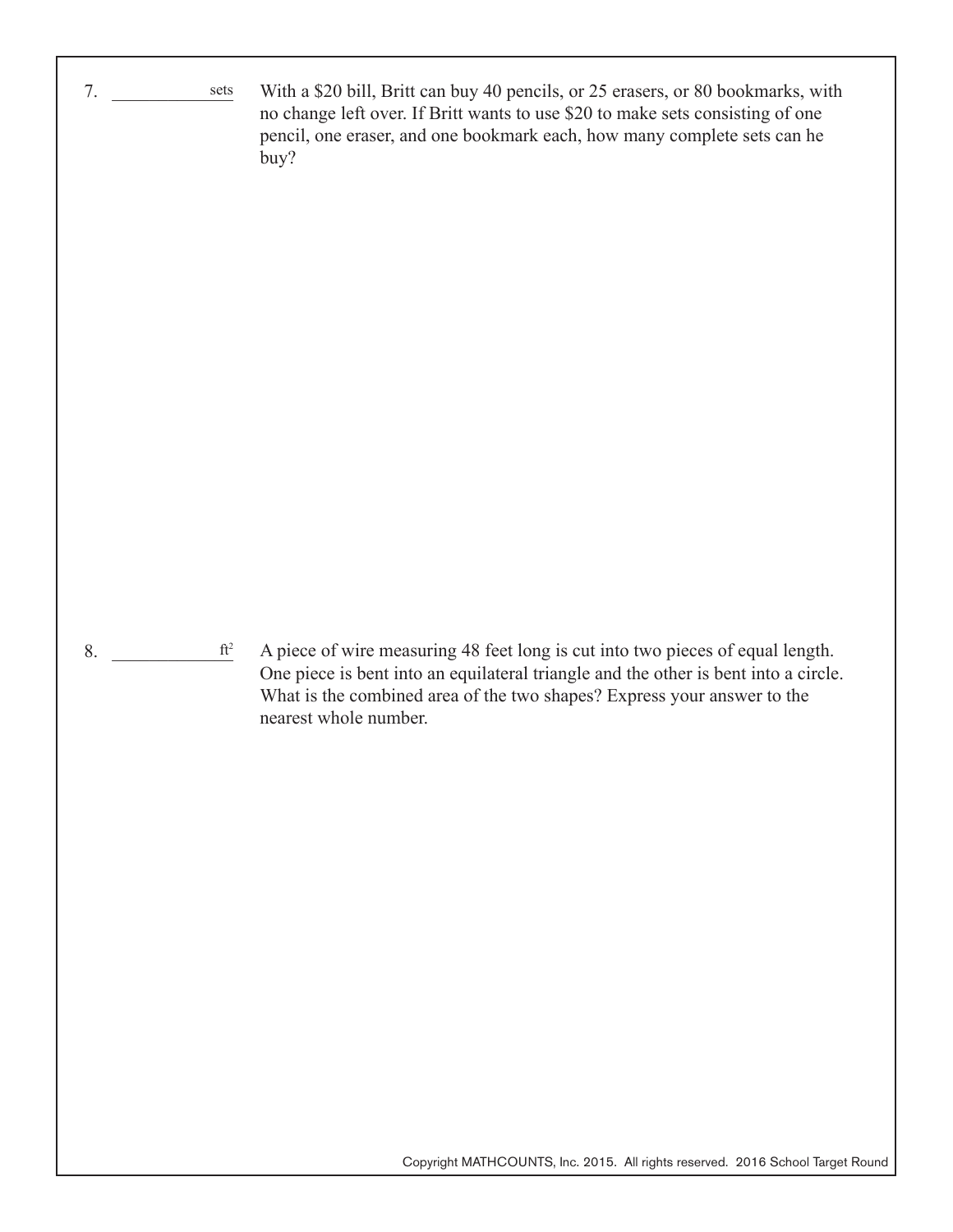7. ____________ sets

With a $20 bill, Britt can buy 40 pencils, or 25 erasers, or 80 bookmarks, with no change left over. If Britt wants to use $20 to make sets consisting of one pencil, one eraser, and one bookmark each, how many complete sets can he buy?

8. ____________ $ft^2$

A piece of wire measuring 48 feet long is cut into two pieces of equal length. One piece is bent into an equilateral triangle and the other is bent into a circle. What is the combined area of the two shapes? Express your answer to the nearest whole number.